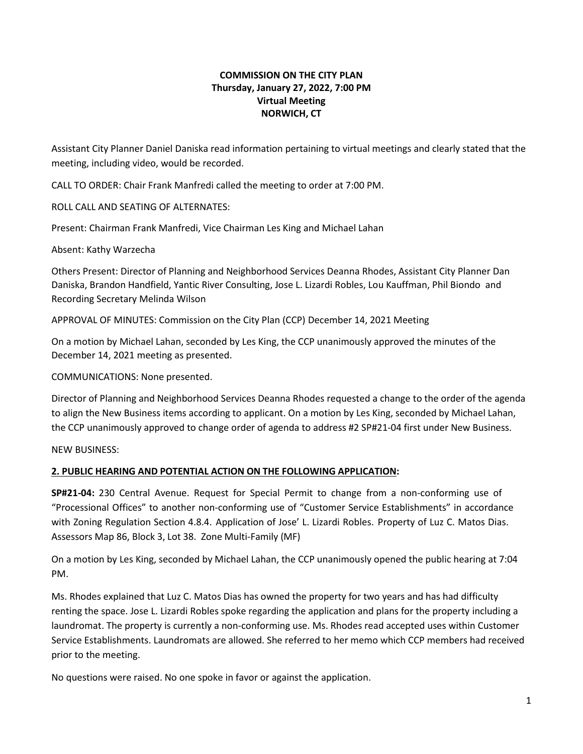**COMMISSION ON THE CITY PLAN**
**Thursday, January 27, 2022, 7:00 PM**
**Virtual Meeting**
**NORWICH, CT**

Assistant City Planner Daniel Daniska read information pertaining to virtual meetings and clearly stated that the meeting, including video, would be recorded.

CALL TO ORDER: Chair Frank Manfredi called the meeting to order at 7:00 PM.

ROLL CALL AND SEATING OF ALTERNATES:

Present: Chairman Frank Manfredi, Vice Chairman Les King and Michael Lahan

Absent: Kathy Warzecha

Others Present: Director of Planning and Neighborhood Services Deanna Rhodes, Assistant City Planner Dan Daniska, Brandon Handfield, Yantic River Consulting, Jose L. Lizardi Robles, Lou Kauffman, Phil Biondo and Recording Secretary Melinda Wilson

APPROVAL OF MINUTES: Commission on the City Plan (CCP) December 14, 2021 Meeting

On a motion by Michael Lahan, seconded by Les King, the CCP unanimously approved the minutes of the December 14, 2021 meeting as presented.

COMMUNICATIONS: None presented.

Director of Planning and Neighborhood Services Deanna Rhodes requested a change to the order of the agenda to align the New Business items according to applicant. On a motion by Les King, seconded by Michael Lahan, the CCP unanimously approved to change order of agenda to address #2 SP#21-04 first under New Business.

NEW BUSINESS:

**2. PUBLIC HEARING AND POTENTIAL ACTION ON THE FOLLOWING APPLICATION:**

**SP#21-04:** 230 Central Avenue. Request for Special Permit to change from a non-conforming use of "Processional Offices" to another non-conforming use of "Customer Service Establishments" in accordance with Zoning Regulation Section 4.8.4. Application of Jose' L. Lizardi Robles. Property of Luz C. Matos Dias. Assessors Map 86, Block 3, Lot 38. Zone Multi-Family (MF)

On a motion by Les King, seconded by Michael Lahan, the CCP unanimously opened the public hearing at 7:04 PM.

Ms. Rhodes explained that Luz C. Matos Dias has owned the property for two years and has had difficulty renting the space. Jose L. Lizardi Robles spoke regarding the application and plans for the property including a laundromat. The property is currently a non-conforming use. Ms. Rhodes read accepted uses within Customer Service Establishments. Laundromats are allowed. She referred to her memo which CCP members had received prior to the meeting.

No questions were raised. No one spoke in favor or against the application.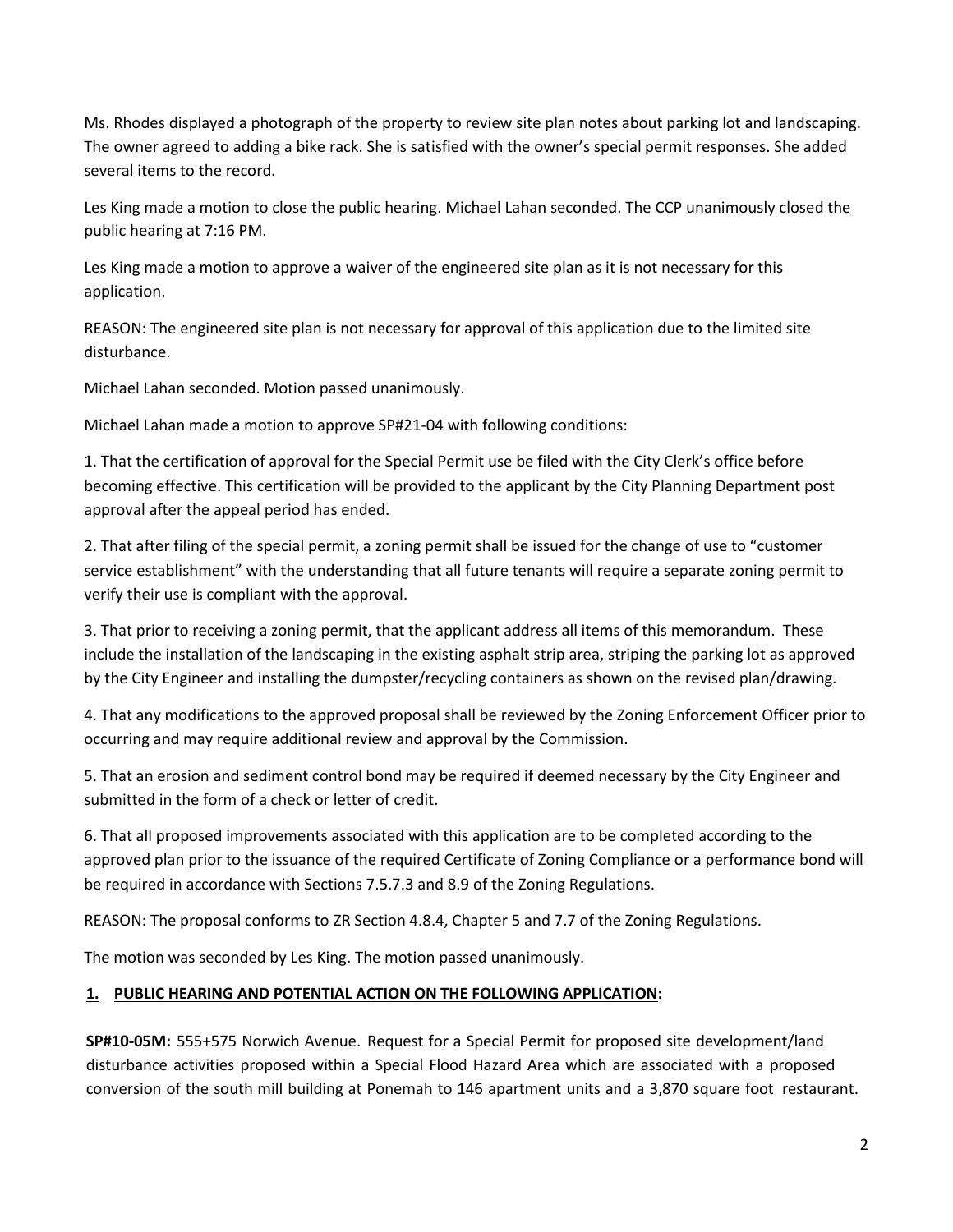Ms. Rhodes displayed a photograph of the property to review site plan notes about parking lot and landscaping. The owner agreed to adding a bike rack. She is satisfied with the owner's special permit responses. She added several items to the record.

Les King made a motion to close the public hearing. Michael Lahan seconded. The CCP unanimously closed the public hearing at 7:16 PM.

Les King made a motion to approve a waiver of the engineered site plan as it is not necessary for this application.

REASON: The engineered site plan is not necessary for approval of this application due to the limited site disturbance.

Michael Lahan seconded. Motion passed unanimously.

Michael Lahan made a motion to approve SP#21-04 with following conditions:

1. That the certification of approval for the Special Permit use be filed with the City Clerk's office before becoming effective. This certification will be provided to the applicant by the City Planning Department post approval after the appeal period has ended.

2. That after filing of the special permit, a zoning permit shall be issued for the change of use to "customer service establishment" with the understanding that all future tenants will require a separate zoning permit to verify their use is compliant with the approval.

3. That prior to receiving a zoning permit, that the applicant address all items of this memorandum. These include the installation of the landscaping in the existing asphalt strip area, striping the parking lot as approved by the City Engineer and installing the dumpster/recycling containers as shown on the revised plan/drawing.

4. That any modifications to the approved proposal shall be reviewed by the Zoning Enforcement Officer prior to occurring and may require additional review and approval by the Commission.

5. That an erosion and sediment control bond may be required if deemed necessary by the City Engineer and submitted in the form of a check or letter of credit.

6. That all proposed improvements associated with this application are to be completed according to the approved plan prior to the issuance of the required Certificate of Zoning Compliance or a performance bond will be required in accordance with Sections 7.5.7.3 and 8.9 of the Zoning Regulations.

REASON: The proposal conforms to ZR Section 4.8.4, Chapter 5 and 7.7 of the Zoning Regulations.

The motion was seconded by Les King. The motion passed unanimously.

**1. PUBLIC HEARING AND POTENTIAL ACTION ON THE FOLLOWING APPLICATION:**

**SP#10-05M:** 555+575 Norwich Avenue. Request for a Special Permit for proposed site development/land disturbance activities proposed within a Special Flood Hazard Area which are associated with a proposed conversion of the south mill building at Ponemah to 146 apartment units and a 3,870 square foot restaurant.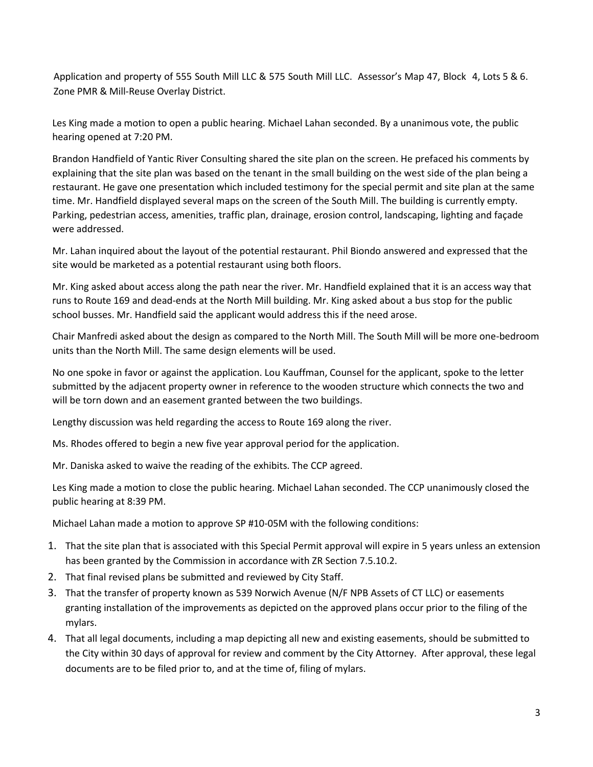Application and property of 555 South Mill LLC & 575 South Mill LLC. Assessor's Map 47, Block 4, Lots 5 & 6. Zone PMR & Mill-Reuse Overlay District.

Les King made a motion to open a public hearing. Michael Lahan seconded. By a unanimous vote, the public hearing opened at 7:20 PM.

Brandon Handfield of Yantic River Consulting shared the site plan on the screen. He prefaced his comments by explaining that the site plan was based on the tenant in the small building on the west side of the plan being a restaurant. He gave one presentation which included testimony for the special permit and site plan at the same time. Mr. Handfield displayed several maps on the screen of the South Mill. The building is currently empty. Parking, pedestrian access, amenities, traffic plan, drainage, erosion control, landscaping, lighting and façade were addressed.

Mr. Lahan inquired about the layout of the potential restaurant. Phil Biondo answered and expressed that the site would be marketed as a potential restaurant using both floors.

Mr. King asked about access along the path near the river. Mr. Handfield explained that it is an access way that runs to Route 169 and dead-ends at the North Mill building. Mr. King asked about a bus stop for the public school busses. Mr. Handfield said the applicant would address this if the need arose.

Chair Manfredi asked about the design as compared to the North Mill. The South Mill will be more one-bedroom units than the North Mill. The same design elements will be used.

No one spoke in favor or against the application. Lou Kauffman, Counsel for the applicant, spoke to the letter submitted by the adjacent property owner in reference to the wooden structure which connects the two and will be torn down and an easement granted between the two buildings.

Lengthy discussion was held regarding the access to Route 169 along the river.

Ms. Rhodes offered to begin a new five year approval period for the application.

Mr. Daniska asked to waive the reading of the exhibits. The CCP agreed.

Les King made a motion to close the public hearing. Michael Lahan seconded. The CCP unanimously closed the public hearing at 8:39 PM.

Michael Lahan made a motion to approve SP #10-05M with the following conditions:

1. That the site plan that is associated with this Special Permit approval will expire in 5 years unless an extension has been granted by the Commission in accordance with ZR Section 7.5.10.2.
2. That final revised plans be submitted and reviewed by City Staff.
3. That the transfer of property known as 539 Norwich Avenue (N/F NPB Assets of CT LLC) or easements granting installation of the improvements as depicted on the approved plans occur prior to the filing of the mylars.
4. That all legal documents, including a map depicting all new and existing easements, should be submitted to the City within 30 days of approval for review and comment by the City Attorney. After approval, these legal documents are to be filed prior to, and at the time of, filing of mylars.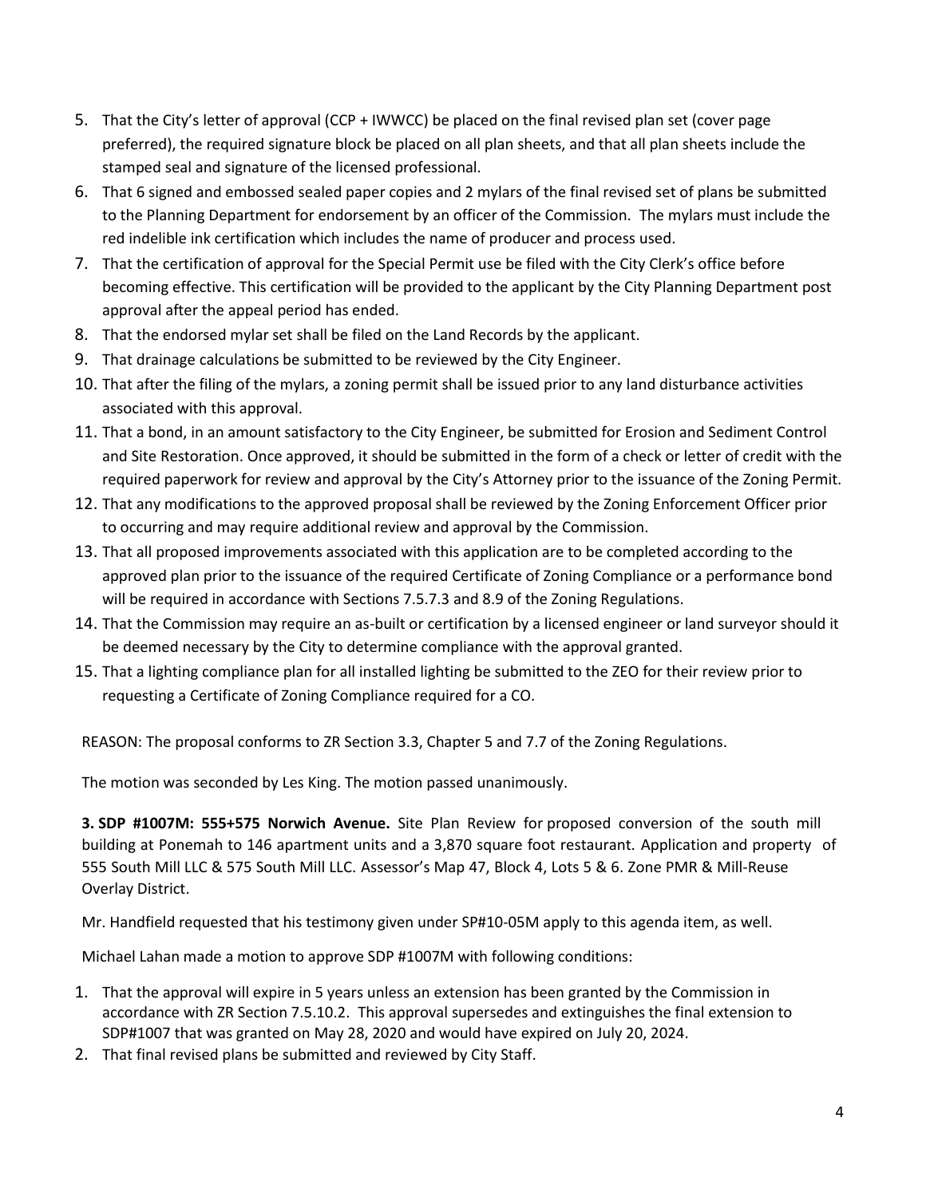5. That the City's letter of approval (CCP + IWWCC) be placed on the final revised plan set (cover page preferred), the required signature block be placed on all plan sheets, and that all plan sheets include the stamped seal and signature of the licensed professional.
6. That 6 signed and embossed sealed paper copies and 2 mylars of the final revised set of plans be submitted to the Planning Department for endorsement by an officer of the Commission. The mylars must include the red indelible ink certification which includes the name of producer and process used.
7. That the certification of approval for the Special Permit use be filed with the City Clerk's office before becoming effective. This certification will be provided to the applicant by the City Planning Department post approval after the appeal period has ended.
8. That the endorsed mylar set shall be filed on the Land Records by the applicant.
9. That drainage calculations be submitted to be reviewed by the City Engineer.
10. That after the filing of the mylars, a zoning permit shall be issued prior to any land disturbance activities associated with this approval.
11. That a bond, in an amount satisfactory to the City Engineer, be submitted for Erosion and Sediment Control and Site Restoration. Once approved, it should be submitted in the form of a check or letter of credit with the required paperwork for review and approval by the City's Attorney prior to the issuance of the Zoning Permit.
12. That any modifications to the approved proposal shall be reviewed by the Zoning Enforcement Officer prior to occurring and may require additional review and approval by the Commission.
13. That all proposed improvements associated with this application are to be completed according to the approved plan prior to the issuance of the required Certificate of Zoning Compliance or a performance bond will be required in accordance with Sections 7.5.7.3 and 8.9 of the Zoning Regulations.
14. That the Commission may require an as-built or certification by a licensed engineer or land surveyor should it be deemed necessary by the City to determine compliance with the approval granted.
15. That a lighting compliance plan for all installed lighting be submitted to the ZEO for their review prior to requesting a Certificate of Zoning Compliance required for a CO.

REASON: The proposal conforms to ZR Section 3.3, Chapter 5 and 7.7 of the Zoning Regulations.

The motion was seconded by Les King. The motion passed unanimously.

**3. SDP #1007M: 555+575 Norwich Avenue.** Site Plan Review for proposed conversion of the south mill building at Ponemah to 146 apartment units and a 3,870 square foot restaurant. Application and property of 555 South Mill LLC & 575 South Mill LLC. Assessor's Map 47, Block 4, Lots 5 & 6. Zone PMR & Mill-Reuse Overlay District.

Mr. Handfield requested that his testimony given under SP#10-05M apply to this agenda item, as well.

Michael Lahan made a motion to approve SDP #1007M with following conditions:

1. That the approval will expire in 5 years unless an extension has been granted by the Commission in accordance with ZR Section 7.5.10.2. This approval supersedes and extinguishes the final extension to SDP#1007 that was granted on May 28, 2020 and would have expired on July 20, 2024.
2. That final revised plans be submitted and reviewed by City Staff.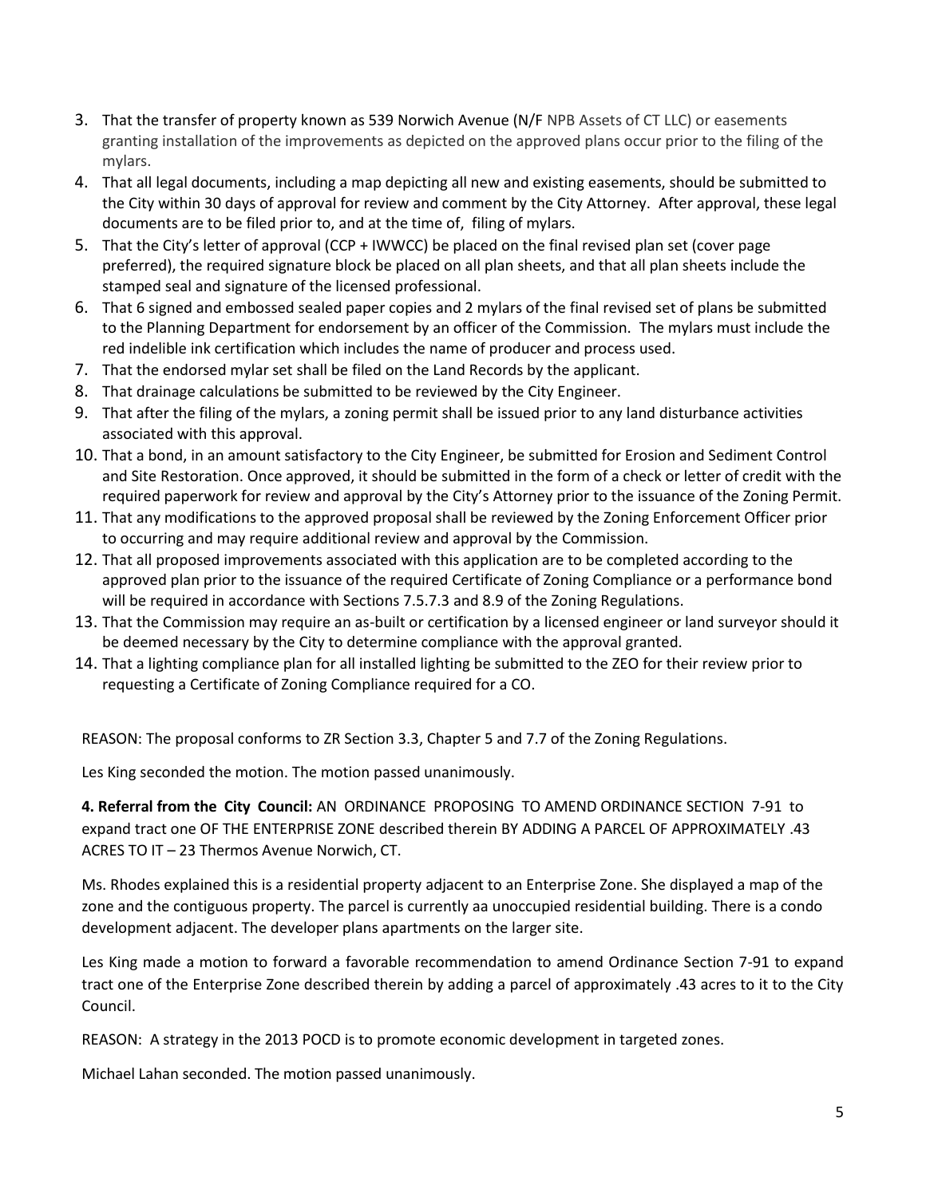3. That the transfer of property known as 539 Norwich Avenue (N/F NPB Assets of CT LLC) or easements granting installation of the improvements as depicted on the approved plans occur prior to the filing of the mylars.
4. That all legal documents, including a map depicting all new and existing easements, should be submitted to the City within 30 days of approval for review and comment by the City Attorney. After approval, these legal documents are to be filed prior to, and at the time of, filing of mylars.
5. That the City's letter of approval (CCP + IWWCC) be placed on the final revised plan set (cover page preferred), the required signature block be placed on all plan sheets, and that all plan sheets include the stamped seal and signature of the licensed professional.
6. That 6 signed and embossed sealed paper copies and 2 mylars of the final revised set of plans be submitted to the Planning Department for endorsement by an officer of the Commission. The mylars must include the red indelible ink certification which includes the name of producer and process used.
7. That the endorsed mylar set shall be filed on the Land Records by the applicant.
8. That drainage calculations be submitted to be reviewed by the City Engineer.
9. That after the filing of the mylars, a zoning permit shall be issued prior to any land disturbance activities associated with this approval.
10. That a bond, in an amount satisfactory to the City Engineer, be submitted for Erosion and Sediment Control and Site Restoration. Once approved, it should be submitted in the form of a check or letter of credit with the required paperwork for review and approval by the City's Attorney prior to the issuance of the Zoning Permit.
11. That any modifications to the approved proposal shall be reviewed by the Zoning Enforcement Officer prior to occurring and may require additional review and approval by the Commission.
12. That all proposed improvements associated with this application are to be completed according to the approved plan prior to the issuance of the required Certificate of Zoning Compliance or a performance bond will be required in accordance with Sections 7.5.7.3 and 8.9 of the Zoning Regulations.
13. That the Commission may require an as-built or certification by a licensed engineer or land surveyor should it be deemed necessary by the City to determine compliance with the approval granted.
14. That a lighting compliance plan for all installed lighting be submitted to the ZEO for their review prior to requesting a Certificate of Zoning Compliance required for a CO.

REASON: The proposal conforms to ZR Section 3.3, Chapter 5 and 7.7 of the Zoning Regulations.

Les King seconded the motion. The motion passed unanimously.

**4. Referral from the City Council:** AN ORDINANCE PROPOSING TO AMEND ORDINANCE SECTION 7-91 to expand tract one OF THE ENTERPRISE ZONE described therein BY ADDING A PARCEL OF APPROXIMATELY .43 ACRES TO IT – 23 Thermos Avenue Norwich, CT.

Ms. Rhodes explained this is a residential property adjacent to an Enterprise Zone. She displayed a map of the zone and the contiguous property. The parcel is currently aa unoccupied residential building. There is a condo development adjacent. The developer plans apartments on the larger site.

Les King made a motion to forward a favorable recommendation to amend Ordinance Section 7-91 to expand tract one of the Enterprise Zone described therein by adding a parcel of approximately .43 acres to it to the City Council.

REASON: A strategy in the 2013 POCD is to promote economic development in targeted zones.

Michael Lahan seconded. The motion passed unanimously.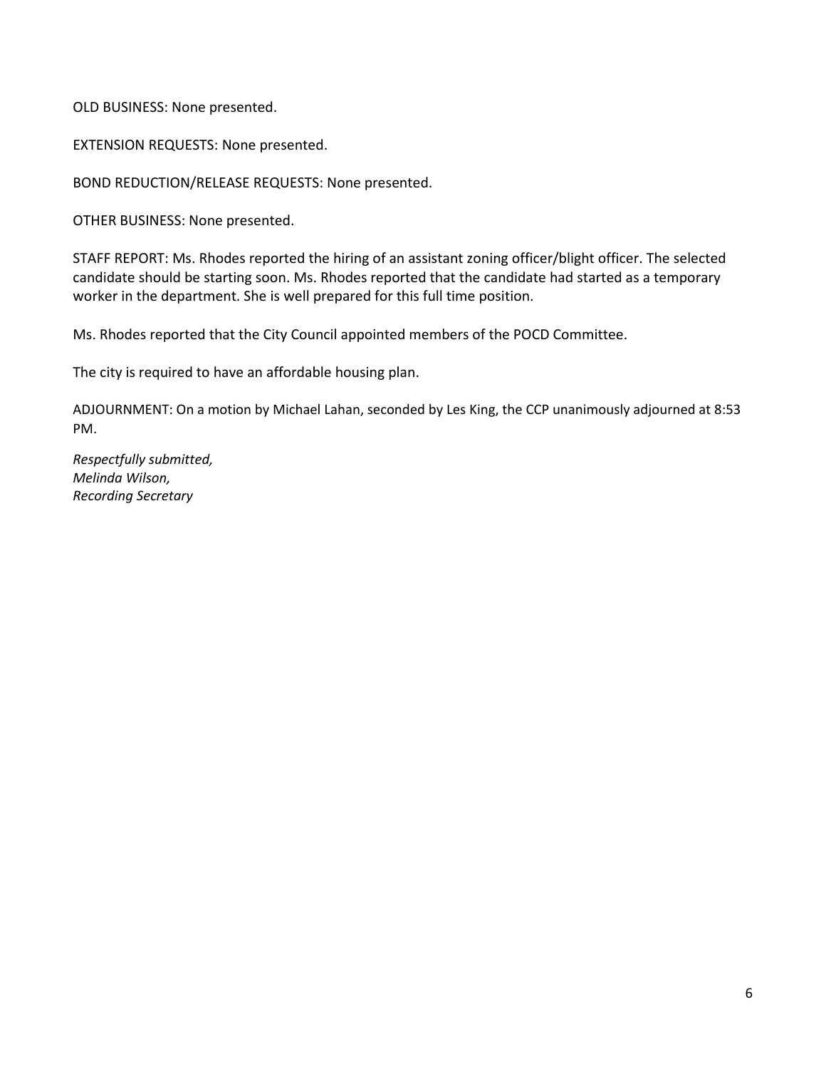OLD BUSINESS: None presented.

EXTENSION REQUESTS: None presented.

BOND REDUCTION/RELEASE REQUESTS: None presented.

OTHER BUSINESS: None presented.

STAFF REPORT: Ms. Rhodes reported the hiring of an assistant zoning officer/blight officer. The selected candidate should be starting soon. Ms. Rhodes reported that the candidate had started as a temporary worker in the department. She is well prepared for this full time position.

Ms. Rhodes reported that the City Council appointed members of the POCD Committee.

The city is required to have an affordable housing plan.

ADJOURNMENT: On a motion by Michael Lahan, seconded by Les King, the CCP unanimously adjourned at 8:53 PM.

*Respectfully submitted,*
*Melinda Wilson,*
*Recording Secretary*